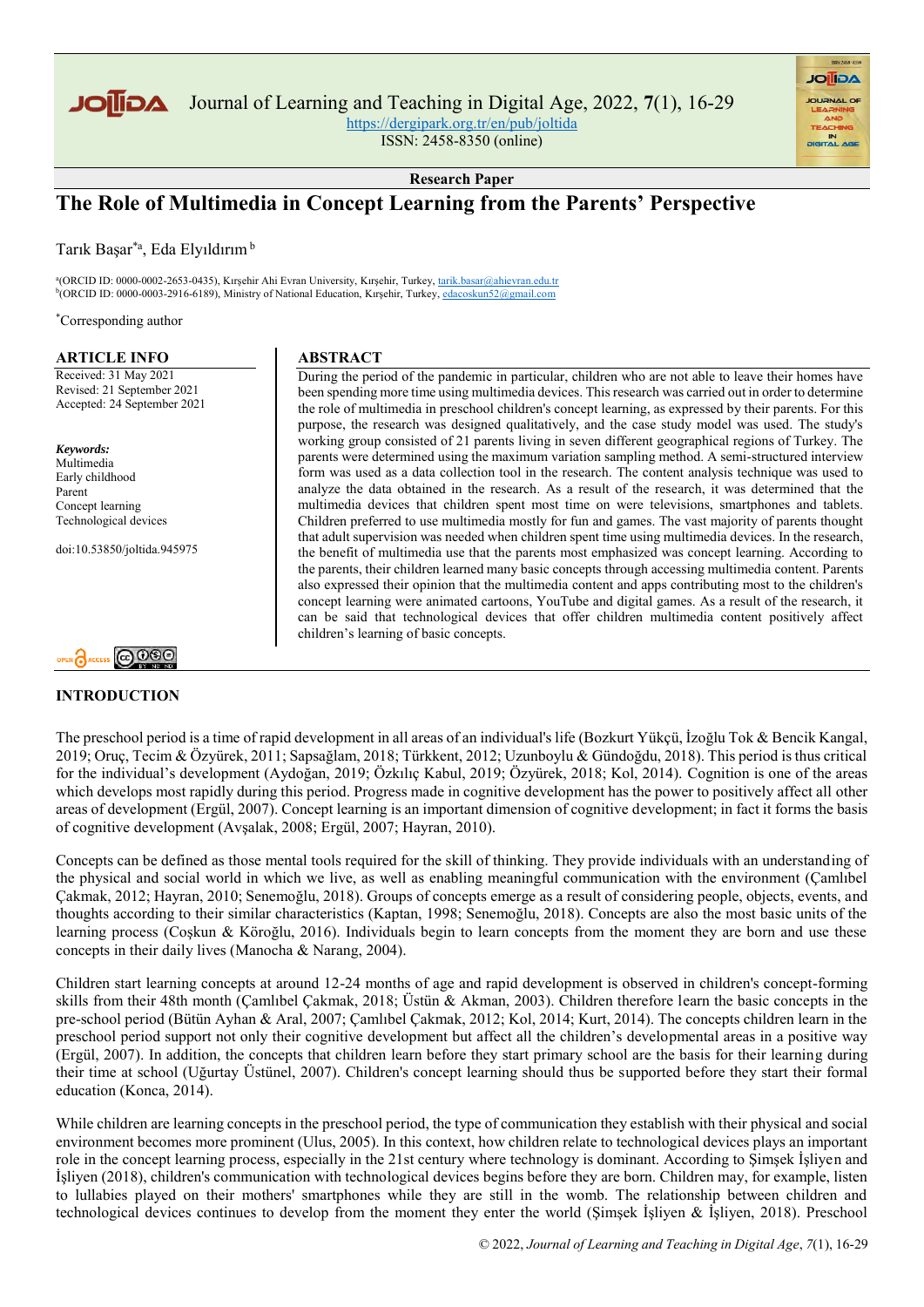Research Paper

# The Role of Multimedia in Concept Learning from the Parents' Perspective

Tarık Başar[*a], Eda Elyıldırım[b]

[a](ORCID ID: 0000-0002-2653-0435), Kırşehir Ahi Evran University, Kırşehir, Turkey, tarik.basar@ahievran.edu.tr
[b](ORCID ID: 0000-0003-2916-6189), Ministry of National Education, Kırşehir, Turkey, edacoskun52@gmail.com

[*]Corresponding author

## ARTICLE INFO

Received: 31 May 2021
Revised: 21 September 2021
Accepted: 24 September 2021

*Keywords:*
Multimedia
Early childhood
Parent
Concept learning
Technological devices

doi:10.53850/joltida.945975

## ABSTRACT

During the period of the pandemic in particular, children who are not able to leave their homes have been spending more time using multimedia devices. This research was carried out in order to determine the role of multimedia in preschool children's concept learning, as expressed by their parents. For this purpose, the research was designed qualitatively, and the case study model was used. The study's working group consisted of 21 parents living in seven different geographical regions of Turkey. The parents were determined using the maximum variation sampling method. A semi-structured interview form was used as a data collection tool in the research. The content analysis technique was used to analyze the data obtained in the research. As a result of the research, it was determined that the multimedia devices that children spent most time on were televisions, smartphones and tablets. Children preferred to use multimedia mostly for fun and games. The vast majority of parents thought that adult supervision was needed when children spent time using multimedia devices. In the research, the benefit of multimedia use that the parents most emphasized was concept learning. According to the parents, their children learned many basic concepts through accessing multimedia content. Parents also expressed their opinion that the multimedia content and apps contributing most to the children's concept learning were animated cartoons, YouTube and digital games. As a result of the research, it can be said that technological devices that offer children multimedia content positively affect children's learning of basic concepts.

## INTRODUCTION

The preschool period is a time of rapid development in all areas of an individual's life (Bozkurt Yükçü, İzoğlu Tok & Bencik Kangal, 2019; Oruç, Tecim & Özyürek, 2011; Sapsağlam, 2018; Türkkent, 2012; Uzunboylu & Gündoğdu, 2018). This period is thus critical for the individual's development (Aydoğan, 2019; Özkılıç Kabul, 2019; Özyürek, 2018; Kol, 2014). Cognition is one of the areas which develops most rapidly during this period. Progress made in cognitive development has the power to positively affect all other areas of development (Ergül, 2007). Concept learning is an important dimension of cognitive development; in fact it forms the basis of cognitive development (Avşalak, 2008; Ergül, 2007; Hayran, 2010).

Concepts can be defined as those mental tools required for the skill of thinking. They provide individuals with an understanding of the physical and social world in which we live, as well as enabling meaningful communication with the environment (Çamlıbel Çakmak, 2012; Hayran, 2010; Senemoğlu, 2018). Groups of concepts emerge as a result of considering people, objects, events, and thoughts according to their similar characteristics (Kaptan, 1998; Senemoğlu, 2018). Concepts are also the most basic units of the learning process (Coşkun & Köroğlu, 2016). Individuals begin to learn concepts from the moment they are born and use these concepts in their daily lives (Manocha & Narang, 2004).

Children start learning concepts at around 12-24 months of age and rapid development is observed in children's concept-forming skills from their 48th month (Çamlıbel Çakmak, 2018; Üstün & Akman, 2003). Children therefore learn the basic concepts in the pre-school period (Bütün Ayhan & Aral, 2007; Çamlıbel Çakmak, 2012; Kol, 2014; Kurt, 2014). The concepts children learn in the preschool period support not only their cognitive development but affect all the children's developmental areas in a positive way (Ergül, 2007). In addition, the concepts that children learn before they start primary school are the basis for their learning during their time at school (Uğurtay Üstünel, 2007). Children's concept learning should thus be supported before they start their formal education (Konca, 2014).

While children are learning concepts in the preschool period, the type of communication they establish with their physical and social environment becomes more prominent (Ulus, 2005). In this context, how children relate to technological devices plays an important role in the concept learning process, especially in the 21st century where technology is dominant. According to Şimşek İşliyen and İşliyen (2018), children's communication with technological devices begins before they are born. Children may, for example, listen to lullabies played on their mothers' smartphones while they are still in the womb. The relationship between children and technological devices continues to develop from the moment they enter the world (Şimşek İşliyen & İşliyen, 2018). Preschool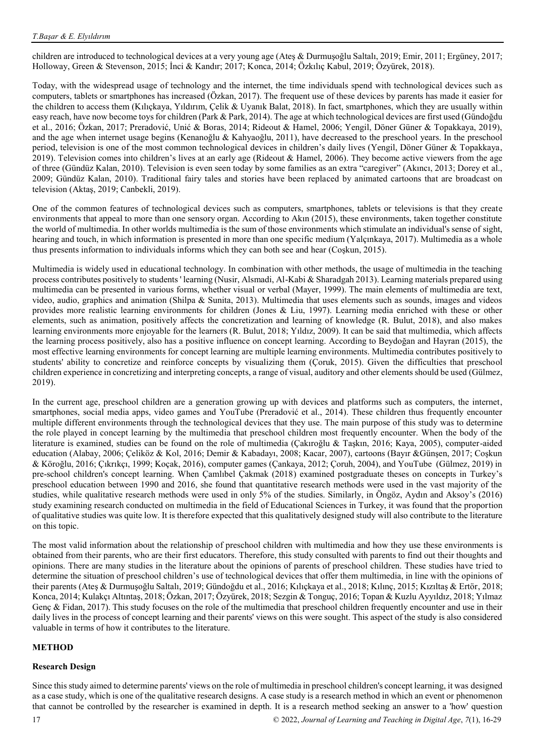children are introduced to technological devices at a very young age (Ateş & Durmuşoğlu Saltalı, 2019; Emir, 2011; Ergüney, 2017; Holloway, Green & Stevenson, 2015; İnci & Kandır; 2017; Konca, 2014; Özkılıç Kabul, 2019; Özyürek, 2018).

Today, with the widespread usage of technology and the internet, the time individuals spend with technological devices such as computers, tablets or smartphones has increased (Özkan, 2017). The frequent use of these devices by parents has made it easier for the children to access them (Kılıçkaya, Yıldırım, Çelik & Uyanık Balat, 2018). In fact, smartphones, which they are usually within easy reach, have now become toys for children (Park & Park, 2014). The age at which technological devices are first used (Gündoğdu et al., 2016; Özkan, 2017; Preradović, Unić & Boras, 2014; Rideout & Hamel, 2006; Yengil, Döner Güner & Topakkaya, 2019), and the age when internet usage begins (Kenanoğlu & Kahyaoğlu, 2011), have decreased to the preschool years. In the preschool period, television is one of the most common technological devices in children's daily lives (Yengil, Döner Güner & Topakkaya, 2019). Television comes into children's lives at an early age (Rideout & Hamel, 2006). They become active viewers from the age of three (Gündüz Kalan, 2010). Television is even seen today by some families as an extra "caregiver" (Akıncı, 2013; Dorey et al., 2009; Gündüz Kalan, 2010). Traditional fairy tales and stories have been replaced by animated cartoons that are broadcast on television (Aktaş, 2019; Canbekli, 2019).

One of the common features of technological devices such as computers, smartphones, tablets or televisions is that they create environments that appeal to more than one sensory organ. According to Akın (2015), these environments, taken together constitute the world of multimedia. In other worlds multimedia is the sum of those environments which stimulate an individual's sense of sight, hearing and touch, in which information is presented in more than one specific medium (Yalçınkaya, 2017). Multimedia as a whole thus presents information to individuals informs which they can both see and hear (Coşkun, 2015).

Multimedia is widely used in educational technology. In combination with other methods, the usage of multimedia in the teaching process contributes positively to students ' learning (Nusir, Alsmadi, Al-Kabi & Sharadgah 2013). Learning materials prepared using multimedia can be presented in various forms, whether visual or verbal (Mayer, 1999). The main elements of multimedia are text, video, audio, graphics and animation (Shilpa & Sunita, 2013). Multimedia that uses elements such as sounds, images and videos provides more realistic learning environments for children (Jones & Liu, 1997). Learning media enriched with these or other elements, such as animation, positively affects the concretization and learning of knowledge (R. Bulut, 2018), and also makes learning environments more enjoyable for the learners (R. Bulut, 2018; Yıldız, 2009). It can be said that multimedia, which affects the learning process positively, also has a positive influence on concept learning. According to Beydoğan and Hayran (2015), the most effective learning environments for concept learning are multiple learning environments. Multimedia contributes positively to students' ability to concretize and reinforce concepts by visualizing them (Çoruk, 2015). Given the difficulties that preschool children experience in concretizing and interpreting concepts, a range of visual, auditory and other elements should be used (Gülmez, 2019).

In the current age, preschool children are a generation growing up with devices and platforms such as computers, the internet, smartphones, social media apps, video games and YouTube (Preradović et al., 2014). These children thus frequently encounter multiple different environments through the technological devices that they use. The main purpose of this study was to determine the role played in concept learning by the multimedia that preschool children most frequently encounter. When the body of the literature is examined, studies can be found on the role of multimedia (Çakıroğlu & Taşkın, 2016; Kaya, 2005), computer-aided education (Alabay, 2006; Çeliköz & Kol, 2016; Demir & Kabadayı, 2008; Kacar, 2007), cartoons (Bayır &Günşen, 2017; Coşkun & Köroğlu, 2016; Çıkrıkçı, 1999; Koçak, 2016), computer games (Çankaya, 2012; Çoruh, 2004), and YouTube (Gülmez, 2019) in pre-school children's concept learning. When Çamlıbel Çakmak (2018) examined postgraduate theses on concepts in Turkey's preschool education between 1990 and 2016, she found that quantitative research methods were used in the vast majority of the studies, while qualitative research methods were used in only 5% of the studies. Similarly, in Öngöz, Aydın and Aksoy's (2016) study examining research conducted on multimedia in the field of Educational Sciences in Turkey, it was found that the proportion of qualitative studies was quite low. It is therefore expected that this qualitatively designed study will also contribute to the literature on this topic.

The most valid information about the relationship of preschool children with multimedia and how they use these environments is obtained from their parents, who are their first educators. Therefore, this study consulted with parents to find out their thoughts and opinions. There are many studies in the literature about the opinions of parents of preschool children. These studies have tried to determine the situation of preschool children's use of technological devices that offer them multimedia, in line with the opinions of their parents (Ateş & Durmuşoğlu Saltalı, 2019; Gündoğdu et al., 2016; Kılıçkaya et al., 2018; Kılınç, 2015; Kızıltaş & Ertör, 2018; Konca, 2014; Kulakçı Altıntaş, 2018; Özkan, 2017; Özyürek, 2018; Sezgin & Tonguç, 2016; Topan & Kuzlu Ayyıldız, 2018; Yılmaz Genç & Fidan, 2017). This study focuses on the role of the multimedia that preschool children frequently encounter and use in their daily lives in the process of concept learning and their parents' views on this were sought. This aspect of the study is also considered valuable in terms of how it contributes to the literature.

## METHOD

### Research Design

Since this study aimed to determine parents' views on the role of multimedia in preschool children's concept learning, it was designed as a case study, which is one of the qualitative research designs. A case study is a research method in which an event or phenomenon that cannot be controlled by the researcher is examined in depth. It is a research method seeking an answer to a 'how' question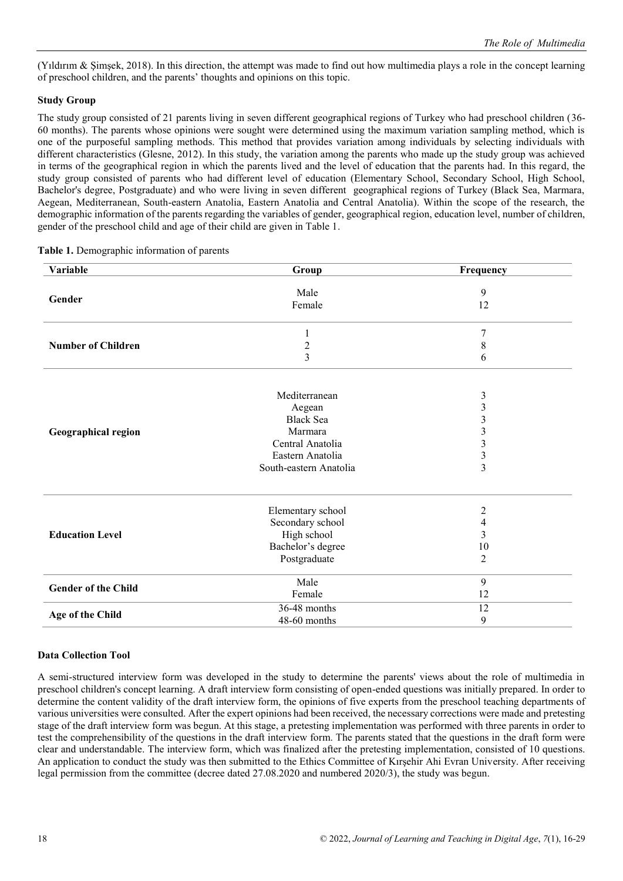(Yıldırım & Şimşek, 2018). In this direction, the attempt was made to find out how multimedia plays a role in the concept learning of preschool children, and the parents' thoughts and opinions on this topic.

### Study Group

The study group consisted of 21 parents living in seven different geographical regions of Turkey who had preschool children (36-60 months). The parents whose opinions were sought were determined using the maximum variation sampling method, which is one of the purposeful sampling methods. This method that provides variation among individuals by selecting individuals with different characteristics (Glesne, 2012). In this study, the variation among the parents who made up the study group was achieved in terms of the geographical region in which the parents lived and the level of education that the parents had. In this regard, the study group consisted of parents who had different level of education (Elementary School, Secondary School, High School, Bachelor's degree, Postgraduate) and who were living in seven different geographical regions of Turkey (Black Sea, Marmara, Aegean, Mediterranean, South-eastern Anatolia, Eastern Anatolia and Central Anatolia). Within the scope of the research, the demographic information of the parents regarding the variables of gender, geographical region, education level, number of children, gender of the preschool child and age of their child are given in Table 1.

**Table 1.** Demographic information of parents

| Variable | Group | Frequency |
|---|---|---|
| **Gender** | Male | 9 |
| | Female | 12 |
| **Number of Children** | 1 | 7 |
| | 2 | 8 |
| | 3 | 6 |
| **Geographical region** | Mediterranean | 3 |
| | Aegean | 3 |
| | Black Sea | 3 |
| | Marmara | 3 |
| | Central Anatolia | 3 |
| | Eastern Anatolia | 3 |
| | South-eastern Anatolia | 3 |
| **Education Level** | Elementary school | 2 |
| | Secondary school | 4 |
| | High school | 3 |
| | Bachelor's degree | 10 |
| | Postgraduate | 2 |
| **Gender of the Child** | Male | 9 |
| | Female | 12 |
| **Age of the Child** | 36-48 months | 12 |
| | 48-60 months | 9 |

### Data Collection Tool

A semi-structured interview form was developed in the study to determine the parents' views about the role of multimedia in preschool children's concept learning. A draft interview form consisting of open-ended questions was initially prepared. In order to determine the content validity of the draft interview form, the opinions of five experts from the preschool teaching departments of various universities were consulted. After the expert opinions had been received, the necessary corrections were made and pretesting stage of the draft interview form was begun. At this stage, a pretesting implementation was performed with three parents in order to test the comprehensibility of the questions in the draft interview form. The parents stated that the questions in the draft form were clear and understandable. The interview form, which was finalized after the pretesting implementation, consisted of 10 questions. An application to conduct the study was then submitted to the Ethics Committee of Kırşehir Ahi Evran University. After receiving legal permission from the committee (decree dated 27.08.2020 and numbered 2020/3), the study was begun.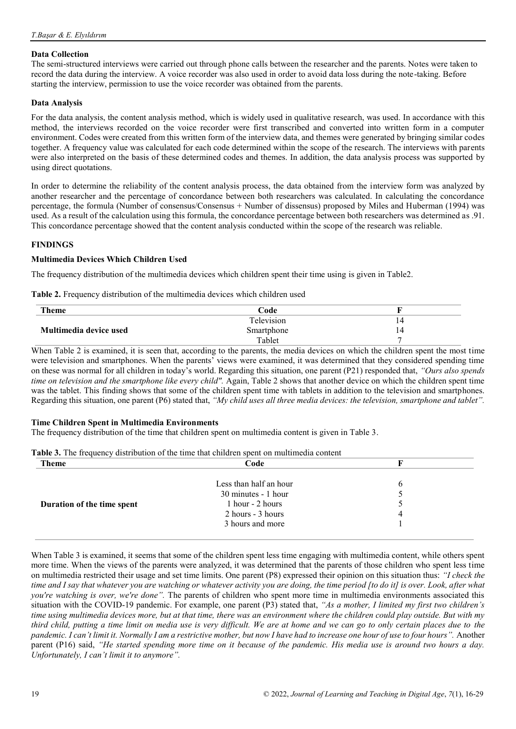### Data Collection

The semi-structured interviews were carried out through phone calls between the researcher and the parents. Notes were taken to record the data during the interview. A voice recorder was also used in order to avoid data loss during the note-taking. Before starting the interview, permission to use the voice recorder was obtained from the parents.

### Data Analysis

For the data analysis, the content analysis method, which is widely used in qualitative research, was used. In accordance with this method, the interviews recorded on the voice recorder were first transcribed and converted into written form in a computer environment. Codes were created from this written form of the interview data, and themes were generated by bringing similar codes together. A frequency value was calculated for each code determined within the scope of the research. The interviews with parents were also interpreted on the basis of these determined codes and themes. In addition, the data analysis process was supported by using direct quotations.

In order to determine the reliability of the content analysis process, the data obtained from the interview form was analyzed by another researcher and the percentage of concordance between both researchers was calculated. In calculating the concordance percentage, the formula (Number of consensus/Consensus + Number of dissensus) proposed by Miles and Huberman (1994) was used. As a result of the calculation using this formula, the concordance percentage between both researchers was determined as .91. This concordance percentage showed that the content analysis conducted within the scope of the research was reliable.

## FINDINGS

### Multimedia Devices Which Children Used

The frequency distribution of the multimedia devices which children spent their time using is given in Table2.

**Table 2.** Frequency distribution of the multimedia devices which children used

| Theme | Code | F |
|---|---|---|
| | Television | 14 |
| **Multimedia device used** | Smartphone | 14 |
| | Tablet | 7 |

When Table 2 is examined, it is seen that, according to the parents, the media devices on which the children spent the most time were television and smartphones. When the parents' views were examined, it was determined that they considered spending time on these was normal for all children in today's world. Regarding this situation, one parent (P21) responded that, *"Ours also spends time on television and the smartphone like every child".* Again, Table 2 shows that another device on which the children spent time was the tablet. This finding shows that some of the children spent time with tablets in addition to the television and smartphones. Regarding this situation, one parent (P6) stated that, *"My child uses all three media devices: the television, smartphone and tablet".*

### Time Children Spent in Multimedia Environments

The frequency distribution of the time that children spent on multimedia content is given in Table 3.

**Table 3.** The frequency distribution of the time that children spent on multimedia content

| Theme | Code | F |
|---|---|---|
| | Less than half an hour | 6 |
| | 30 minutes - 1 hour | 5 |
| **Duration of the time spent** | 1 hour - 2 hours | 5 |
| | 2 hours - 3 hours | 4 |
| | 3 hours and more | 1 |

When Table 3 is examined, it seems that some of the children spent less time engaging with multimedia content, while others spent more time. When the views of the parents were analyzed, it was determined that the parents of those children who spent less time on multimedia restricted their usage and set time limits. One parent (P8) expressed their opinion on this situation thus: *"I check the time and I say that whatever you are watching or whatever activity you are doing, the time period [to do it] is over. Look, after what you're watching is over, we're done".* The parents of children who spent more time in multimedia environments associated this situation with the COVID-19 pandemic. For example, one parent (P3) stated that, *"As a mother, I limited my first two children's time using multimedia devices more, but at that time, there was an environment where the children could play outside. But with my third child, putting a time limit on media use is very difficult. We are at home and we can go to only certain places due to the pandemic. I can't limit it. Normally I am a restrictive mother, but now I have had to increase one hour of use to four hours".* Another parent (P16) said, *"He started spending more time on it because of the pandemic. His media use is around two hours a day. Unfortunately, I can't limit it to anymore".*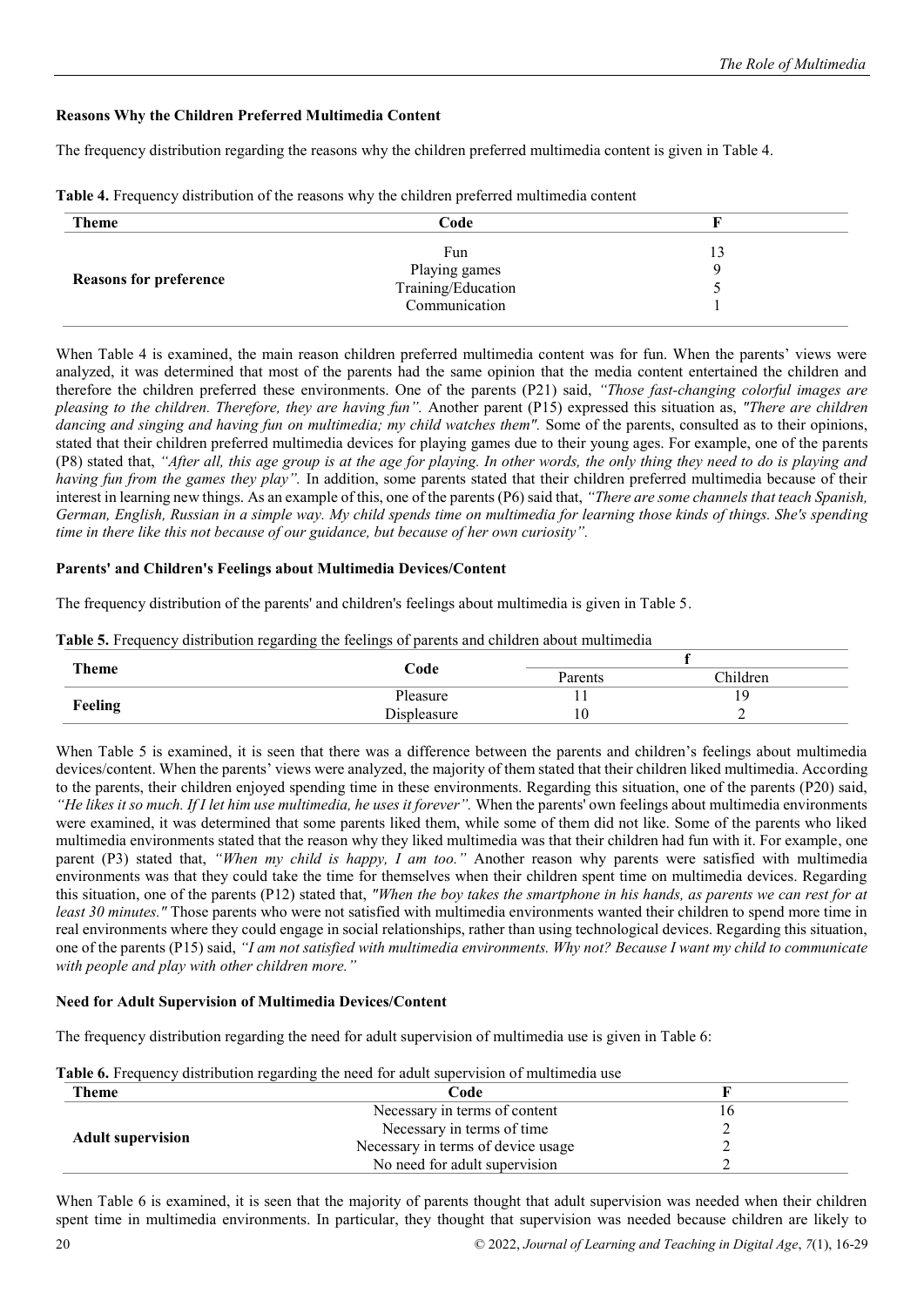### Reasons Why the Children Preferred Multimedia Content

The frequency distribution regarding the reasons why the children preferred multimedia content is given in Table 4.

**Table 4.** Frequency distribution of the reasons why the children preferred multimedia content

| Theme | Code | F |
|---|---|---|
| **Reasons for preference** | Fun | 13 |
| | Playing games | 9 |
| | Training/Education | 5 |
| | Communication | 1 |

When Table 4 is examined, the main reason children preferred multimedia content was for fun. When the parents' views were analyzed, it was determined that most of the parents had the same opinion that the media content entertained the children and therefore the children preferred these environments. One of the parents (P21) said, *"Those fast-changing colorful images are pleasing to the children. Therefore, they are having fun".* Another parent (P15) expressed this situation as, *"There are children dancing and singing and having fun on multimedia; my child watches them".* Some of the parents, consulted as to their opinions, stated that their children preferred multimedia devices for playing games due to their young ages. For example, one of the parents (P8) stated that, *"After all, this age group is at the age for playing. In other words, the only thing they need to do is playing and having fun from the games they play".* In addition, some parents stated that their children preferred multimedia because of their interest in learning new things. As an example of this, one of the parents (P6) said that, *"There are some channels that teach Spanish, German, English, Russian in a simple way. My child spends time on multimedia for learning those kinds of things. She's spending time in there like this not because of our guidance, but because of her own curiosity".*

### Parents' and Children's Feelings about Multimedia Devices/Content

The frequency distribution of the parents' and children's feelings about multimedia is given in Table 5.

**Table 5.** Frequency distribution regarding the feelings of parents and children about multimedia

| Theme | Code | f | |
|---|---|---|---|
| | | Parents | Children |
| **Feeling** | Pleasure | 11 | 19 |
| | Displeasure | 10 | 2 |

When Table 5 is examined, it is seen that there was a difference between the parents and children's feelings about multimedia devices/content. When the parents' views were analyzed, the majority of them stated that their children liked multimedia. According to the parents, their children enjoyed spending time in these environments. Regarding this situation, one of the parents (P20) said, *"He likes it so much. If I let him use multimedia, he uses it forever".* When the parents' own feelings about multimedia environments were examined, it was determined that some parents liked them, while some of them did not like. Some of the parents who liked multimedia environments stated that the reason why they liked multimedia was that their children had fun with it. For example, one parent (P3) stated that, *"When my child is happy, I am too."* Another reason why parents were satisfied with multimedia environments was that they could take the time for themselves when their children spent time on multimedia devices. Regarding this situation, one of the parents (P12) stated that, *"When the boy takes the smartphone in his hands, as parents we can rest for at least 30 minutes."* Those parents who were not satisfied with multimedia environments wanted their children to spend more time in real environments where they could engage in social relationships, rather than using technological devices. Regarding this situation, one of the parents (P15) said, *"I am not satisfied with multimedia environments. Why not? Because I want my child to communicate with people and play with other children more."*

### Need for Adult Supervision of Multimedia Devices/Content

The frequency distribution regarding the need for adult supervision of multimedia use is given in Table 6:

**Table 6.** Frequency distribution regarding the need for adult supervision of multimedia use

| Theme | Code | F |
|---|---|---|
| **Adult supervision** | Necessary in terms of content | 16 |
| | Necessary in terms of time | 2 |
| | Necessary in terms of device usage | 2 |
| | No need for adult supervision | 2 |

When Table 6 is examined, it is seen that the majority of parents thought that adult supervision was needed when their children spent time in multimedia environments. In particular, they thought that supervision was needed because children are likely to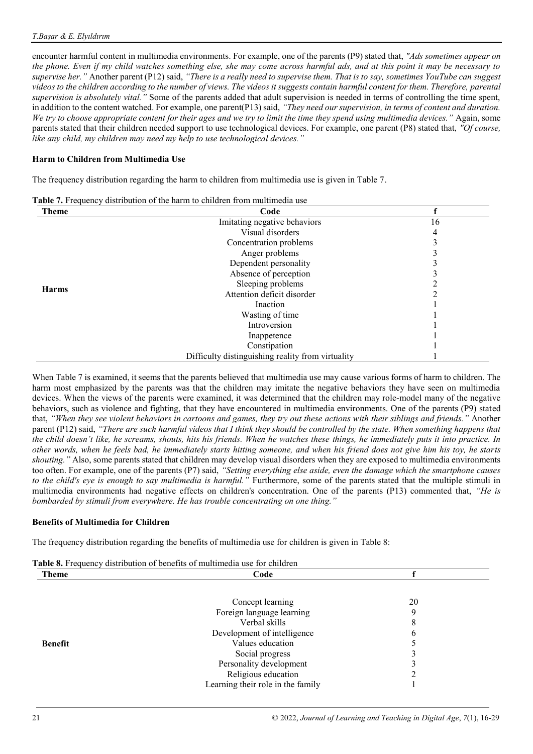encounter harmful content in multimedia environments. For example, one of the parents (P9) stated that, *"Ads sometimes appear on the phone. Even if my child watches something else, she may come across harmful ads, and at this point it may be necessary to supervise her."* Another parent (P12) said, *"There is a really need to supervise them. That is to say, sometimes YouTube can suggest videos to the children according to the number of views. The videos it suggests contain harmful content for them. Therefore, parental supervision is absolutely vital."* Some of the parents added that adult supervision is needed in terms of controlling the time spent, in addition to the content watched. For example, one parent(P13) said, *"They need our supervision, in terms of content and duration. We try to choose appropriate content for their ages and we try to limit the time they spend using multimedia devices."* Again, some parents stated that their children needed support to use technological devices. For example, one parent (P8) stated that, *"Of course, like any child, my children may need my help to use technological devices."*

### Harm to Children from Multimedia Use

The frequency distribution regarding the harm to children from multimedia use is given in Table 7.

**Table 7.** Frequency distribution of the harm to children from multimedia use

| Theme | Code | f |
|---|---|---|
| Harms | Imitating negative behaviors | 16 |
| | Visual disorders | 4 |
| | Concentration problems | 3 |
| | Anger problems | 3 |
| | Dependent personality | 3 |
| | Absence of perception | 3 |
| | Sleeping problems | 2 |
| | Attention deficit disorder | 2 |
| | Inaction | 1 |
| | Wasting of time | 1 |
| | Introversion | 1 |
| | Inappetence | 1 |
| | Constipation | 1 |
| | Difficulty distinguishing reality from virtuality | 1 |

When Table 7 is examined, it seems that the parents believed that multimedia use may cause various forms of harm to children. The harm most emphasized by the parents was that the children may imitate the negative behaviors they have seen on multimedia devices. When the views of the parents were examined, it was determined that the children may role-model many of the negative behaviors, such as violence and fighting, that they have encountered in multimedia environments. One of the parents (P9) stated that, *"When they see violent behaviors in cartoons and games, they try out these actions with their siblings and friends."* Another parent (P12) said, *"There are such harmful videos that I think they should be controlled by the state. When something happens that the child doesn't like, he screams, shouts, hits his friends. When he watches these things, he immediately puts it into practice. In other words, when he feels bad, he immediately starts hitting someone, and when his friend does not give him his toy, he starts shouting."* Also, some parents stated that children may develop visual disorders when they are exposed to multimedia environments too often. For example, one of the parents (P7) said, *"Setting everything else aside, even the damage which the smartphone causes to the child's eye is enough to say multimedia is harmful."* Furthermore, some of the parents stated that the multiple stimuli in multimedia environments had negative effects on children's concentration. One of the parents (P13) commented that, *"He is bombarded by stimuli from everywhere. He has trouble concentrating on one thing."*

### Benefits of Multimedia for Children

The frequency distribution regarding the benefits of multimedia use for children is given in Table 8:

**Table 8.** Frequency distribution of benefits of multimedia use for children

| Theme | Code | f |
|---|---|---|
| Benefit | Concept learning | 20 |
| | Foreign language learning | 9 |
| | Verbal skills | 8 |
| | Development of intelligence | 6 |
| | Values education | 5 |
| | Social progress | 3 |
| | Personality development | 3 |
| | Religious education | 2 |
| | Learning their role in the family | 1 |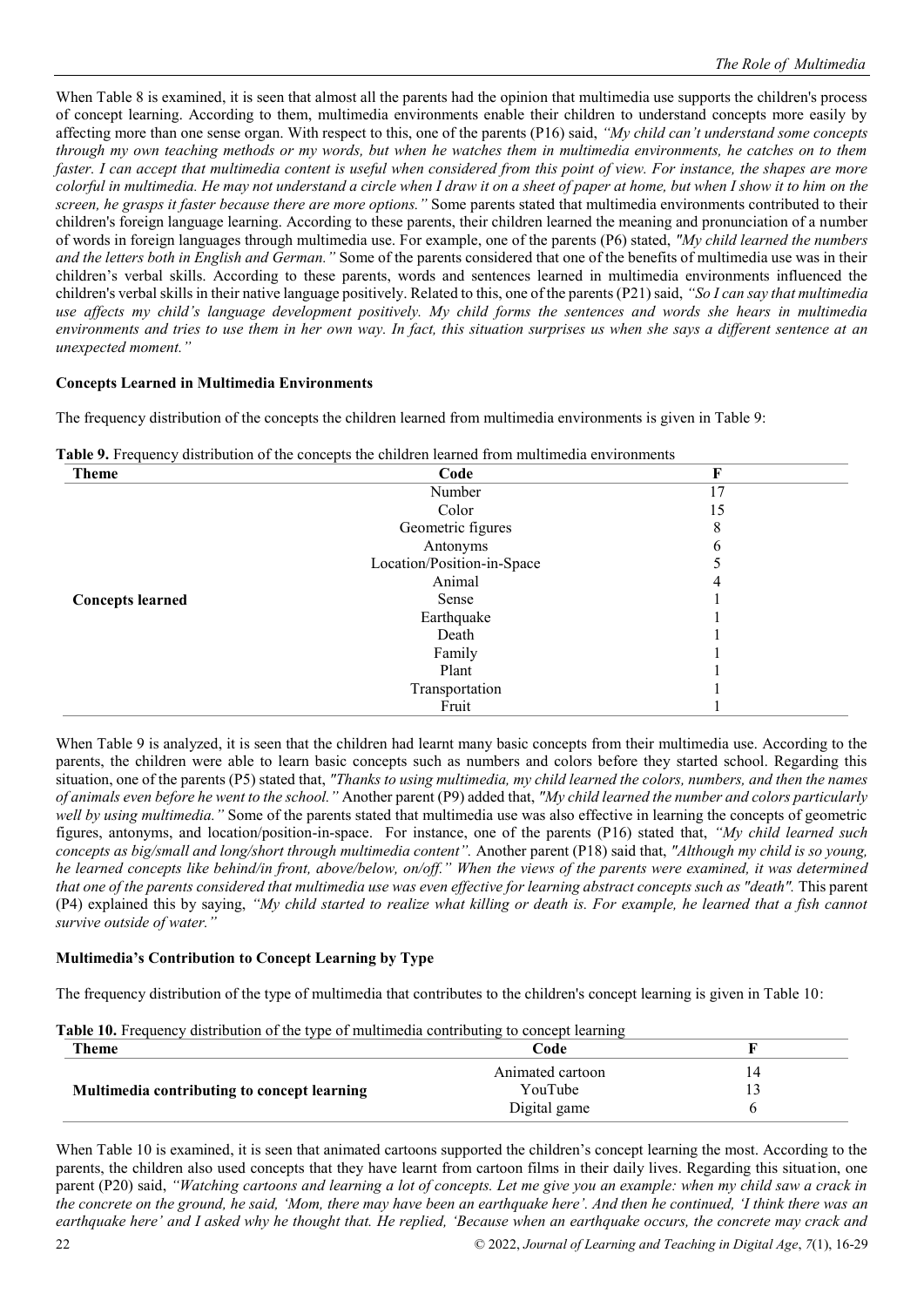When Table 8 is examined, it is seen that almost all the parents had the opinion that multimedia use supports the children's process of concept learning. According to them, multimedia environments enable their children to understand concepts more easily by affecting more than one sense organ. With respect to this, one of the parents (P16) said, *"My child can't understand some concepts through my own teaching methods or my words, but when he watches them in multimedia environments, he catches on to them faster. I can accept that multimedia content is useful when considered from this point of view. For instance, the shapes are more colorful in multimedia. He may not understand a circle when I draw it on a sheet of paper at home, but when I show it to him on the screen, he grasps it faster because there are more options."* Some parents stated that multimedia environments contributed to their children's foreign language learning. According to these parents, their children learned the meaning and pronunciation of a number of words in foreign languages through multimedia use. For example, one of the parents (P6) stated, *"My child learned the numbers and the letters both in English and German."* Some of the parents considered that one of the benefits of multimedia use was in their children's verbal skills. According to these parents, words and sentences learned in multimedia environments influenced the children's verbal skills in their native language positively. Related to this, one of the parents (P21) said, *"So I can say that multimedia use affects my child's language development positively. My child forms the sentences and words she hears in multimedia environments and tries to use them in her own way. In fact, this situation surprises us when she says a different sentence at an unexpected moment."*

**Concepts Learned in Multimedia Environments**

The frequency distribution of the concepts the children learned from multimedia environments is given in Table 9:

**Table 9.** Frequency distribution of the concepts the children learned from multimedia environments

| Theme | Code | F |
|---|---|---|
| **Concepts learned** | Number | 17 |
| | Color | 15 |
| | Geometric figures | 8 |
| | Antonyms | 6 |
| | Location/Position-in-Space | 5 |
| | Animal | 4 |
| | Sense | 1 |
| | Earthquake | 1 |
| | Death | 1 |
| | Family | 1 |
| | Plant | 1 |
| | Transportation | 1 |
| | Fruit | 1 |

When Table 9 is analyzed, it is seen that the children had learnt many basic concepts from their multimedia use. According to the parents, the children were able to learn basic concepts such as numbers and colors before they started school. Regarding this situation, one of the parents (P5) stated that, *"Thanks to using multimedia, my child learned the colors, numbers, and then the names of animals even before he went to the school."* Another parent (P9) added that, *"My child learned the number and colors particularly well by using multimedia."* Some of the parents stated that multimedia use was also effective in learning the concepts of geometric figures, antonyms, and location/position-in-space. For instance, one of the parents (P16) stated that, *"My child learned such concepts as big/small and long/short through multimedia content".* Another parent (P18) said that, *"Although my child is so young, he learned concepts like behind/in front, above/below, on/off." When the views of the parents were examined, it was determined that one of the parents considered that multimedia use was even effective for learning abstract concepts such as "death".* This parent (P4) explained this by saying, *"My child started to realize what killing or death is. For example, he learned that a fish cannot survive outside of water."*

**Multimedia's Contribution to Concept Learning by Type**

The frequency distribution of the type of multimedia that contributes to the children's concept learning is given in Table 10:

**Table 10.** Frequency distribution of the type of multimedia contributing to concept learning

| Theme | Code | F |
|---|---|---|
| **Multimedia contributing to concept learning** | Animated cartoon | 14 |
| | YouTube | 13 |
| | Digital game | 6 |

When Table 10 is examined, it is seen that animated cartoons supported the children's concept learning the most. According to the parents, the children also used concepts that they have learnt from cartoon films in their daily lives. Regarding this situation, one parent (P20) said, *"Watching cartoons and learning a lot of concepts. Let me give you an example: when my child saw a crack in the concrete on the ground, he said, 'Mom, there may have been an earthquake here'. And then he continued, 'I think there was an earthquake here' and I asked why he thought that. He replied, 'Because when an earthquake occurs, the concrete may crack and*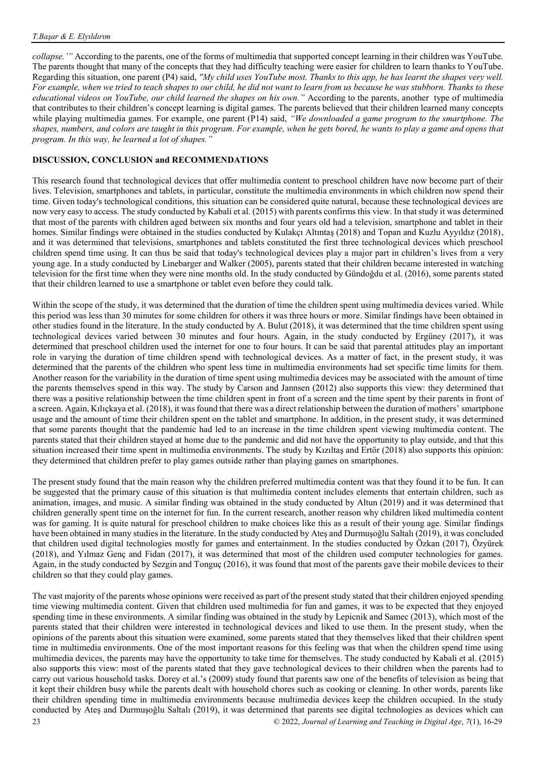*collapse.'"* According to the parents, one of the forms of multimedia that supported concept learning in their children was YouTube. The parents thought that many of the concepts that they had difficulty teaching were easier for children to learn thanks to YouTube. Regarding this situation, one parent (P4) said, *"My child uses YouTube most. Thanks to this app, he has learnt the shapes very well. For example, when we tried to teach shapes to our child, he did not want to learn from us because he was stubborn. Thanks to these educational videos on YouTube, our child learned the shapes on his own."* According to the parents, another type of multimedia that contributes to their children's concept learning is digital games. The parents believed that their children learned many concepts while playing multimedia games. For example, one parent (P14) said, *"We downloaded a game program to the smartphone. The shapes, numbers, and colors are taught in this program. For example, when he gets bored, he wants to play a game and opens that program. In this way, he learned a lot of shapes."*

## DISCUSSION, CONCLUSION and RECOMMENDATIONS

This research found that technological devices that offer multimedia content to preschool children have now become part of their lives. Television, smartphones and tablets, in particular, constitute the multimedia environments in which children now spend their time. Given today's technological conditions, this situation can be considered quite natural, because these technological devices are now very easy to access. The study conducted by Kabali et al. (2015) with parents confirms this view. In that study it was determined that most of the parents with children aged between six months and four years old had a television, smartphone and tablet in their homes. Similar findings were obtained in the studies conducted by Kulakçı Altıntaş (2018) and Topan and Kuzlu Ayyıldız (2018), and it was determined that televisions, smartphones and tablets constituted the first three technological devices which preschool children spend time using. It can thus be said that today's technological devices play a major part in children's lives from a very young age. In a study conducted by Linebarger and Walker (2005), parents stated that their children became interested in watching television for the first time when they were nine months old. In the study conducted by Gündoğdu et al. (2016), some parents stated that their children learned to use a smartphone or tablet even before they could talk.

Within the scope of the study, it was determined that the duration of time the children spent using multimedia devices varied. While this period was less than 30 minutes for some children for others it was three hours or more. Similar findings have been obtained in other studies found in the literature. In the study conducted by A. Bulut (2018), it was determined that the time children spent using technological devices varied between 30 minutes and four hours. Again, in the study conducted by Ergüney (2017), it was determined that preschool children used the internet for one to four hours. It can be said that parental attitudes play an important role in varying the duration of time children spend with technological devices. As a matter of fact, in the present study, it was determined that the parents of the children who spent less time in multimedia environments had set specific time limits for them. Another reason for the variability in the duration of time spent using multimedia devices may be associated with the amount of time the parents themselves spend in this way. The study by Carson and Jannsen (2012) also supports this view: they determined that there was a positive relationship between the time children spent in front of a screen and the time spent by their parents in front of a screen. Again, Kılıçkaya et al. (2018), it was found that there was a direct relationship between the duration of mothers' smartphone usage and the amount of time their children spent on the tablet and smartphone. In addition, in the present study, it was determined that some parents thought that the pandemic had led to an increase in the time children spent viewing multimedia content. The parents stated that their children stayed at home due to the pandemic and did not have the opportunity to play outside, and that this situation increased their time spent in multimedia environments. The study by Kızıltaş and Ertör (2018) also supports this opinion: they determined that children prefer to play games outside rather than playing games on smartphones.

The present study found that the main reason why the children preferred multimedia content was that they found it to be fun. It can be suggested that the primary cause of this situation is that multimedia content includes elements that entertain children, such as animation, images, and music. A similar finding was obtained in the study conducted by Altun (2019) and it was determined that children generally spent time on the internet for fun. In the current research, another reason why children liked multimedia content was for gaming. It is quite natural for preschool children to make choices like this as a result of their young age. Similar findings have been obtained in many studies in the literature. In the study conducted by Ateş and Durmuşoğlu Saltalı (2019), it was concluded that children used digital technologies mostly for games and entertainment. In the studies conducted by Özkan (2017), Özyürek (2018), and Yılmaz Genç and Fidan (2017), it was determined that most of the children used computer technologies for games. Again, in the study conducted by Sezgin and Tonguç (2016), it was found that most of the parents gave their mobile devices to their children so that they could play games.

The vast majority of the parents whose opinions were received as part of the present study stated that their children enjoyed spending time viewing multimedia content. Given that children used multimedia for fun and games, it was to be expected that they enjoyed spending time in these environments. A similar finding was obtained in the study by Lepicnik and Samec (2013), which most of the parents stated that their children were interested in technological devices and liked to use them. In the present study, when the opinions of the parents about this situation were examined, some parents stated that they themselves liked that their children spent time in multimedia environments. One of the most important reasons for this feeling was that when the children spend time using multimedia devices, the parents may have the opportunity to take time for themselves. The study conducted by Kabali et al. (2015) also supports this view: most of the parents stated that they gave technological devices to their children when the parents had to carry out various household tasks. Dorey et al.'s (2009) study found that parents saw one of the benefits of television as being that it kept their children busy while the parents dealt with household chores such as cooking or cleaning. In other words, parents like their children spending time in multimedia environments because multimedia devices keep the children occupied. In the study conducted by Ateş and Durmuşoğlu Saltalı (2019), it was determined that parents see digital technologies as devices which can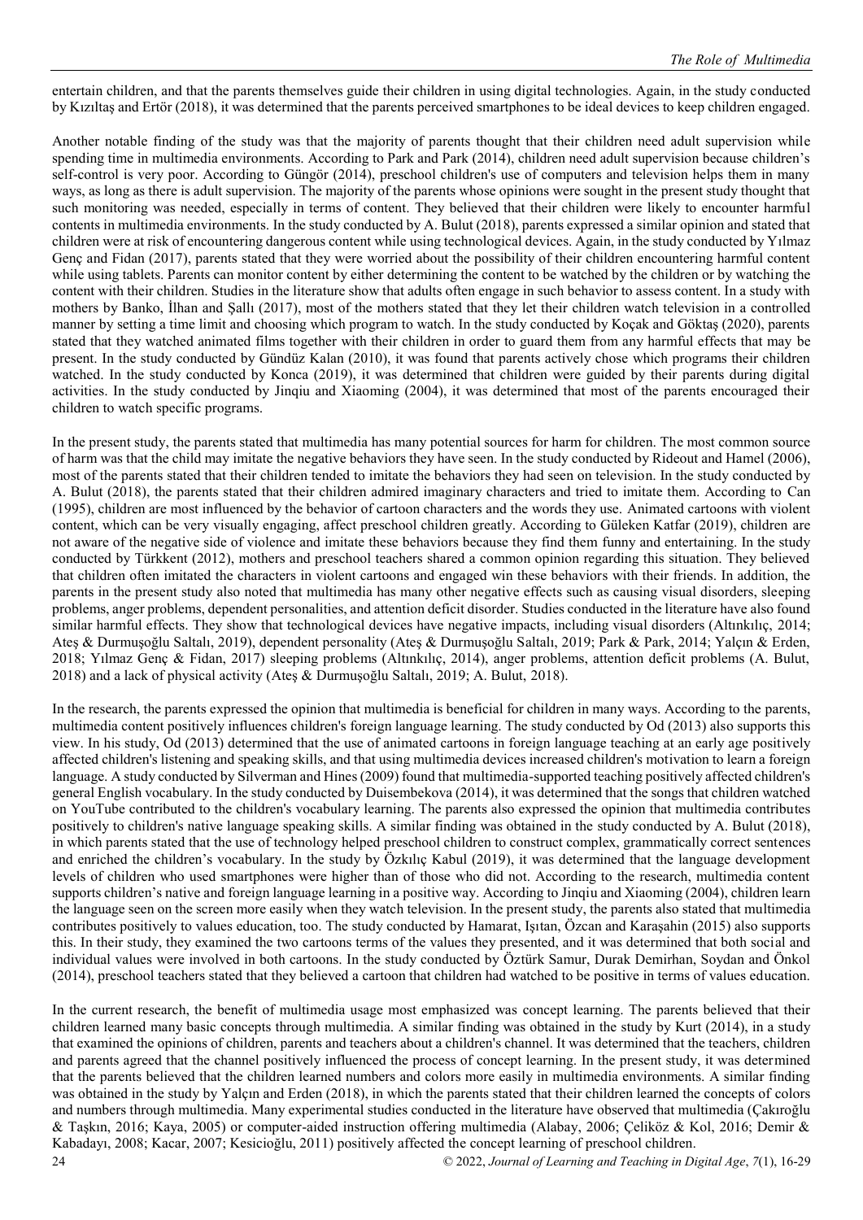entertain children, and that the parents themselves guide their children in using digital technologies. Again, in the study conducted by Kızıltaş and Ertör (2018), it was determined that the parents perceived smartphones to be ideal devices to keep children engaged.

Another notable finding of the study was that the majority of parents thought that their children need adult supervision while spending time in multimedia environments. According to Park and Park (2014), children need adult supervision because children's self-control is very poor. According to Güngör (2014), preschool children's use of computers and television helps them in many ways, as long as there is adult supervision. The majority of the parents whose opinions were sought in the present study thought that such monitoring was needed, especially in terms of content. They believed that their children were likely to encounter harmful contents in multimedia environments. In the study conducted by A. Bulut (2018), parents expressed a similar opinion and stated that children were at risk of encountering dangerous content while using technological devices. Again, in the study conducted by Yılmaz Genç and Fidan (2017), parents stated that they were worried about the possibility of their children encountering harmful content while using tablets. Parents can monitor content by either determining the content to be watched by the children or by watching the content with their children. Studies in the literature show that adults often engage in such behavior to assess content. In a study with mothers by Banko, İlhan and Şallı (2017), most of the mothers stated that they let their children watch television in a controlled manner by setting a time limit and choosing which program to watch. In the study conducted by Koçak and Göktaş (2020), parents stated that they watched animated films together with their children in order to guard them from any harmful effects that may be present. In the study conducted by Gündüz Kalan (2010), it was found that parents actively chose which programs their children watched. In the study conducted by Konca (2019), it was determined that children were guided by their parents during digital activities. In the study conducted by Jinqiu and Xiaoming (2004), it was determined that most of the parents encouraged their children to watch specific programs.

In the present study, the parents stated that multimedia has many potential sources for harm for children. The most common source of harm was that the child may imitate the negative behaviors they have seen. In the study conducted by Rideout and Hamel (2006), most of the parents stated that their children tended to imitate the behaviors they had seen on television. In the study conducted by A. Bulut (2018), the parents stated that their children admired imaginary characters and tried to imitate them. According to Can (1995), children are most influenced by the behavior of cartoon characters and the words they use. Animated cartoons with violent content, which can be very visually engaging, affect preschool children greatly. According to Güleken Katfar (2019), children are not aware of the negative side of violence and imitate these behaviors because they find them funny and entertaining. In the study conducted by Türkkent (2012), mothers and preschool teachers shared a common opinion regarding this situation. They believed that children often imitated the characters in violent cartoons and engaged win these behaviors with their friends. In addition, the parents in the present study also noted that multimedia has many other negative effects such as causing visual disorders, sleeping problems, anger problems, dependent personalities, and attention deficit disorder. Studies conducted in the literature have also found similar harmful effects. They show that technological devices have negative impacts, including visual disorders (Altınkılıç, 2014; Ateş & Durmuşoğlu Saltalı, 2019; Park & Park, 2014; Yalçın & Erden, 2018; Yılmaz Genç & Fidan, 2017) sleeping problems (Altınkılıç, 2014), anger problems, attention deficit problems (A. Bulut, 2018), dependent personality (Ateş & Durmuşoğlu Saltalı, 2019), dependent personality (Ateş & Durmuşoğlu Saltalı, 2019; Park & Park, 2014; Yalçın & Erden, 2018; Yılmaz Genç & Fidan, 2017) sleeping problems (Altınkılıç, 2014), anger problems, attention deficit problems (A. Bulut, 2018) and a lack of physical activity (Ateş & Durmuşoğlu Saltalı, 2019; A. Bulut, 2018).

In the research, the parents expressed the opinion that multimedia is beneficial for children in many ways. According to the parents, multimedia content positively influences children's foreign language learning. The study conducted by Od (2013) also supports this view. In his study, Od (2013) determined that the use of animated cartoons in foreign language teaching at an early age positively affected children's listening and speaking skills, and that using multimedia devices increased children's motivation to learn a foreign language. A study conducted by Silverman and Hines (2009) found that multimedia-supported teaching positively affected children's general English vocabulary. In the study conducted by Duisembekova (2014), it was determined that the songs that children watched on YouTube contributed to the children's vocabulary learning. The parents also expressed the opinion that multimedia contributes positively to children's native language speaking skills. A similar finding was obtained in the study conducted by A. Bulut (2018), in which parents stated that the use of technology helped preschool children to construct complex, grammatically correct sentences and enriched the children's vocabulary. In the study by Özkılıç Kabul (2019), it was determined that the language development levels of children who used smartphones were higher than of those who did not. According to the research, multimedia content supports children's native and foreign language learning in a positive way. According to Jinqiu and Xiaoming (2004), children learn the language seen on the screen more easily when they watch television. In the present study, the parents also stated that multimedia contributes positively to values education, too. The study conducted by Hamarat, Işıtan, Özcan and Karaşahin (2015) also supports this. In their study, they examined the two cartoons terms of the values they presented, and it was determined that both social and individual values were involved in both cartoons. In the study conducted by Öztürk Samur, Durak Demirhan, Soydan and Önkol (2014), preschool teachers stated that they believed a cartoon that children had watched to be positive in terms of values education.

In the current research, the benefit of multimedia usage most emphasized was concept learning. The parents believed that their children learned many basic concepts through multimedia. A similar finding was obtained in the study by Kurt (2014), in a study that examined the opinions of children, parents and teachers about a children's channel. It was determined that the teachers, children and parents agreed that the channel positively influenced the process of concept learning. In the present study, it was determined that the parents believed that the children learned numbers and colors more easily in multimedia environments. A similar finding was obtained in the study by Yalçın and Erden (2018), in which the parents stated that their children learned the concepts of colors and numbers through multimedia. Many experimental studies conducted in the literature have observed that multimedia (Çakıroğlu & Taşkın, 2016; Kaya, 2005) or computer-aided instruction offering multimedia (Alabay, 2006; Çeliköz & Kol, 2016; Demir & Kabadayı, 2008; Kacar, 2007; Kesicioğlu, 2011) positively affected the concept learning of preschool children.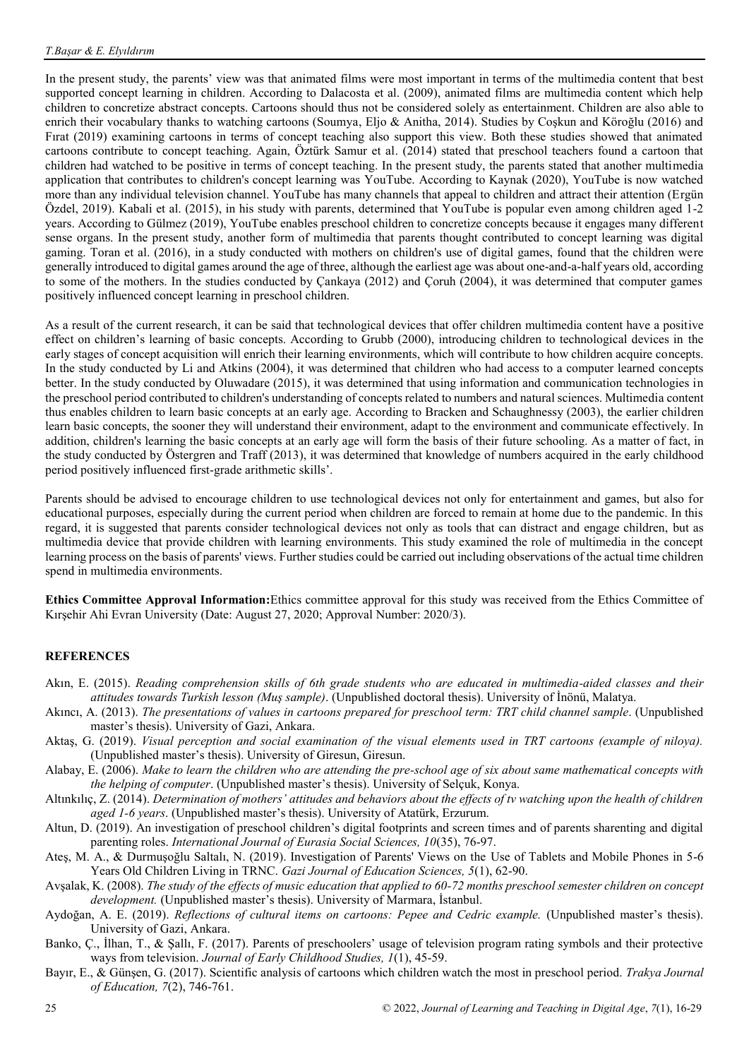In the present study, the parents' view was that animated films were most important in terms of the multimedia content that best supported concept learning in children. According to Dalacosta et al. (2009), animated films are multimedia content which help children to concretize abstract concepts. Cartoons should thus not be considered solely as entertainment. Children are also able to enrich their vocabulary thanks to watching cartoons (Soumya, Eljo & Anitha, 2014). Studies by Coşkun and Köroğlu (2016) and Fırat (2019) examining cartoons in terms of concept teaching also support this view. Both these studies showed that animated cartoons contribute to concept teaching. Again, Öztürk Samur et al. (2014) stated that preschool teachers found a cartoon that children had watched to be positive in terms of concept teaching. In the present study, the parents stated that another multimedia application that contributes to children's concept learning was YouTube. According to Kaynak (2020), YouTube is now watched more than any individual television channel. YouTube has many channels that appeal to children and attract their attention (Ergün Özdel, 2019). Kabali et al. (2015), in his study with parents, determined that YouTube is popular even among children aged 1-2 years. According to Gülmez (2019), YouTube enables preschool children to concretize concepts because it engages many different sense organs. In the present study, another form of multimedia that parents thought contributed to concept learning was digital gaming. Toran et al. (2016), in a study conducted with mothers on children's use of digital games, found that the children were generally introduced to digital games around the age of three, although the earliest age was about one-and-a-half years old, according to some of the mothers. In the studies conducted by Çankaya (2012) and Çoruh (2004), it was determined that computer games positively influenced concept learning in preschool children.

As a result of the current research, it can be said that technological devices that offer children multimedia content have a positive effect on children's learning of basic concepts. According to Grubb (2000), introducing children to technological devices in the early stages of concept acquisition will enrich their learning environments, which will contribute to how children acquire concepts. In the study conducted by Li and Atkins (2004), it was determined that children who had access to a computer learned concepts better. In the study conducted by Oluwadare (2015), it was determined that using information and communication technologies in the preschool period contributed to children's understanding of concepts related to numbers and natural sciences. Multimedia content thus enables children to learn basic concepts at an early age. According to Bracken and Schaughnessy (2003), the earlier children learn basic concepts, the sooner they will understand their environment, adapt to the environment and communicate effectively. In addition, children's learning the basic concepts at an early age will form the basis of their future schooling. As a matter of fact, in the study conducted by Östergren and Traff (2013), it was determined that knowledge of numbers acquired in the early childhood period positively influenced first-grade arithmetic skills'.

Parents should be advised to encourage children to use technological devices not only for entertainment and games, but also for educational purposes, especially during the current period when children are forced to remain at home due to the pandemic. In this regard, it is suggested that parents consider technological devices not only as tools that can distract and engage children, but as multimedia device that provide children with learning environments. This study examined the role of multimedia in the concept learning process on the basis of parents' views. Further studies could be carried out including observations of the actual time children spend in multimedia environments.

**Ethics Committee Approval Information:**Ethics committee approval for this study was received from the Ethics Committee of Kırşehir Ahi Evran University (Date: August 27, 2020; Approval Number: 2020/3).

## REFERENCES

Akın, E. (2015). *Reading comprehension skills of 6th grade students who are educated in multimedia-aided classes and their attitudes towards Turkish lesson (Muş sample)*. (Unpublished doctoral thesis). University of İnönü, Malatya.

Akıncı, A. (2013). *The presentations of values in cartoons prepared for preschool term: TRT child channel sample*. (Unpublished master's thesis). University of Gazi, Ankara.

Aktaş, G. (2019). *Visual perception and social examination of the visual elements used in TRT cartoons (example of niloya).* (Unpublished master's thesis). University of Giresun, Giresun.

Alabay, E. (2006). *Make to learn the children who are attending the pre-school age of six about same mathematical concepts with the helping of computer*. (Unpublished master's thesis). University of Selçuk, Konya.

Altınkılıç, Z. (2014). *Determination of mothers' attitudes and behaviors about the effects of tv watching upon the health of children aged 1-6 years*. (Unpublished master's thesis). University of Atatürk, Erzurum.

Altun, D. (2019). An investigation of preschool children's digital footprints and screen times and of parents sharenting and digital parenting roles. *International Journal of Eurasia Social Sciences, 10*(35), 76-97.

Ateş, M. A., & Durmuşoğlu Saltalı, N. (2019). Investigation of Parents' Views on the Use of Tablets and Mobile Phones in 5-6 Years Old Children Living in TRNC. *Gazi Journal of Education Sciences, 5*(1), 62-90.

Avşalak, K. (2008). *The study of the effects of music education that applied to 60-72 months preschool semester children on concept development.* (Unpublished master's thesis). University of Marmara, İstanbul.

Aydoğan, A. E. (2019). *Reflections of cultural items on cartoons: Pepee and Cedric example.* (Unpublished master's thesis). University of Gazi, Ankara.

Banko, Ç., İlhan, T., & Şallı, F. (2017). Parents of preschoolers' usage of television program rating symbols and their protective ways from television. *Journal of Early Childhood Studies, 1*(1), 45-59.

Bayır, E., & Günşen, G. (2017). Scientific analysis of cartoons which children watch the most in preschool period. *Trakya Journal of Education, 7*(2), 746-761.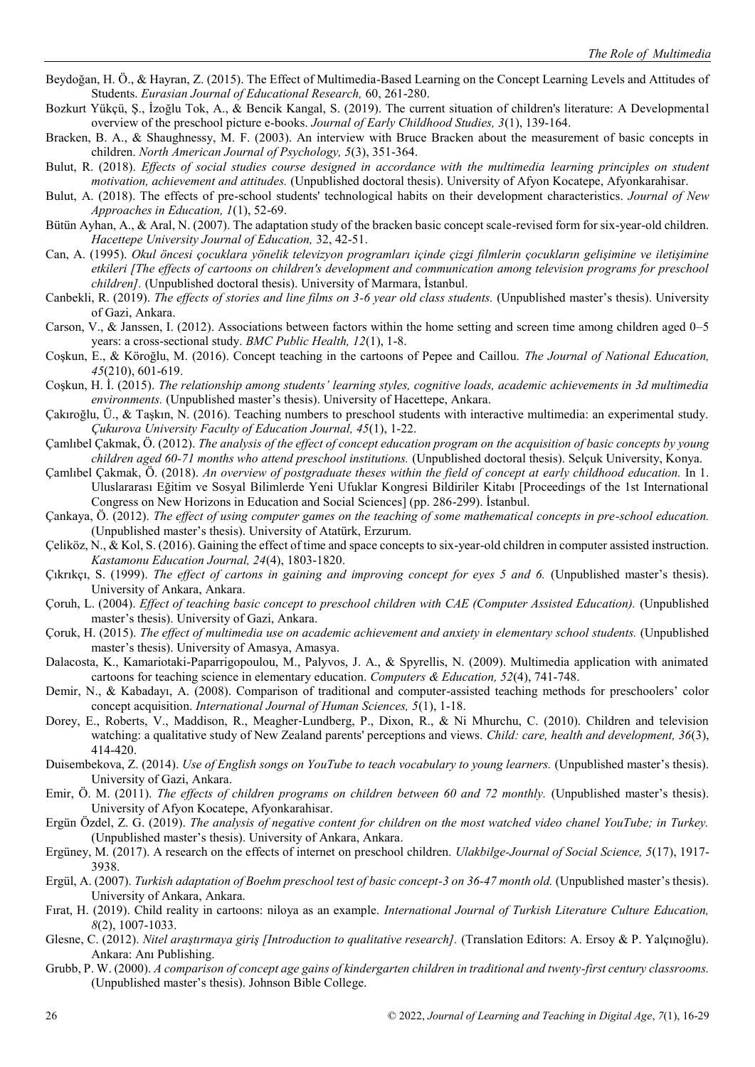Beydoğan, H. Ö., & Hayran, Z. (2015). The Effect of Multimedia-Based Learning on the Concept Learning Levels and Attitudes of Students. *Eurasian Journal of Educational Research,* 60, 261-280.

Bozkurt Yükçü, Ş., İzoğlu Tok, A., & Bencik Kangal, S. (2019). The current situation of children's literature: A Developmental overview of the preschool picture e-books. *Journal of Early Childhood Studies, 3*(1), 139-164.

Bracken, B. A., & Shaughnessy, M. F. (2003). An interview with Bruce Bracken about the measurement of basic concepts in children. *North American Journal of Psychology, 5*(3), 351-364.

Bulut, R. (2018). *Effects of social studies course designed in accordance with the multimedia learning principles on student motivation, achievement and attitudes.* (Unpublished doctoral thesis). University of Afyon Kocatepe, Afyonkarahisar.

Bulut, A. (2018). The effects of pre-school students' technological habits on their development characteristics. *Journal of New Approaches in Education, 1*(1), 52-69.

Bütün Ayhan, A., & Aral, N. (2007). The adaptation study of the bracken basic concept scale-revised form for six-year-old children. *Hacettepe University Journal of Education,* 32, 42-51.

Can, A. (1995). *Okul öncesi çocuklara yönelik televizyon programları içinde çizgi filmlerin çocukların gelişimine ve iletişimine etkileri [The effects of cartoons on children's development and communication among television programs for preschool children].* (Unpublished doctoral thesis). University of Marmara, İstanbul.

Canbekli, R. (2019). *The effects of stories and line films on 3-6 year old class students.* (Unpublished master's thesis). University of Gazi, Ankara.

Carson, V., & Janssen, I. (2012). Associations between factors within the home setting and screen time among children aged 0–5 years: a cross-sectional study. *BMC Public Health, 12*(1), 1-8.

Coşkun, E., & Köroğlu, M. (2016). Concept teaching in the cartoons of Pepee and Caillou. *The Journal of National Education, 45*(210), 601-619.

Coşkun, H. İ. (2015). *The relationship among students' learning styles, cognitive loads, academic achievements in 3d multimedia environments.* (Unpublished master's thesis). University of Hacettepe, Ankara.

Çakıroğlu, Ü., & Taşkın, N. (2016). Teaching numbers to preschool students with interactive multimedia: an experimental study. *Çukurova University Faculty of Education Journal, 45*(1), 1-22.

Çamlıbel Çakmak, Ö. (2012). *The analysis of the effect of concept education program on the acquisition of basic concepts by young children aged 60-71 months who attend preschool institutions.* (Unpublished doctoral thesis). Selçuk University, Konya.

Çamlıbel Çakmak, Ö. (2018). *An overview of postgraduate theses within the field of concept at early childhood education.* In 1. Uluslararası Eğitim ve Sosyal Bilimlerde Yeni Ufuklar Kongresi Bildiriler Kitabı [Proceedings of the 1st International Congress on New Horizons in Education and Social Sciences] (pp. 286-299). İstanbul.

Çankaya, Ö. (2012). *The effect of using computer games on the teaching of some mathematical concepts in pre-school education.* (Unpublished master's thesis). University of Atatürk, Erzurum.

Çeliköz, N., & Kol, S. (2016). Gaining the effect of time and space concepts to six-year-old children in computer assisted instruction. *Kastamonu Education Journal, 24*(4), 1803-1820.

Çıkrıkçı, S. (1999). *The effect of cartons in gaining and improving concept for eyes 5 and 6.* (Unpublished master's thesis). University of Ankara, Ankara.

Çoruh, L. (2004). *Effect of teaching basic concept to preschool children with CAE (Computer Assisted Education).* (Unpublished master's thesis). University of Gazi, Ankara.

Çoruk, H. (2015). *The effect of multimedia use on academic achievement and anxiety in elementary school students.* (Unpublished master's thesis). University of Amasya, Amasya.

Dalacosta, K., Kamariotaki-Paparrigopoulou, M., Palyvos, J. A., & Spyrellis, N. (2009). Multimedia application with animated cartoons for teaching science in elementary education. *Computers & Education, 52*(4), 741-748.

Demir, N., & Kabadayı, A. (2008). Comparison of traditional and computer-assisted teaching methods for preschoolers' color concept acquisition. *International Journal of Human Sciences, 5*(1), 1-18.

Dorey, E., Roberts, V., Maddison, R., Meagher-Lundberg, P., Dixon, R., & Ni Mhurchu, C. (2010). Children and television watching: a qualitative study of New Zealand parents' perceptions and views. *Child: care, health and development, 36*(3), 414-420.

Duisembekova, Z. (2014). *Use of English songs on YouTube to teach vocabulary to young learners.* (Unpublished master's thesis). University of Gazi, Ankara.

Emir, Ö. M. (2011). *The effects of children programs on children between 60 and 72 monthly.* (Unpublished master's thesis). University of Afyon Kocatepe, Afyonkarahisar.

Ergün Özdel, Z. G. (2019). *The analysis of negative content for children on the most watched video chanel YouTube; in Turkey.* (Unpublished master's thesis). University of Ankara, Ankara.

Ergüney, M. (2017). A research on the effects of internet on preschool children. *Ulakbilge-Journal of Social Science, 5*(17), 1917-3938.

Ergül, A. (2007). *Turkish adaptation of Boehm preschool test of basic concept-3 on 36-47 month old.* (Unpublished master's thesis). University of Ankara, Ankara.

Fırat, H. (2019). Child reality in cartoons: niloya as an example. *International Journal of Turkish Literature Culture Education, 8*(2), 1007-1033.

Glesne, C. (2012). *Nitel araştırmaya giriş [Introduction to qualitative research].* (Translation Editors: A. Ersoy & P. Yalçınoğlu). Ankara: Anı Publishing.

Grubb, P. W. (2000). *A comparison of concept age gains of kindergarten children in traditional and twenty-first century classrooms.* (Unpublished master's thesis). Johnson Bible College.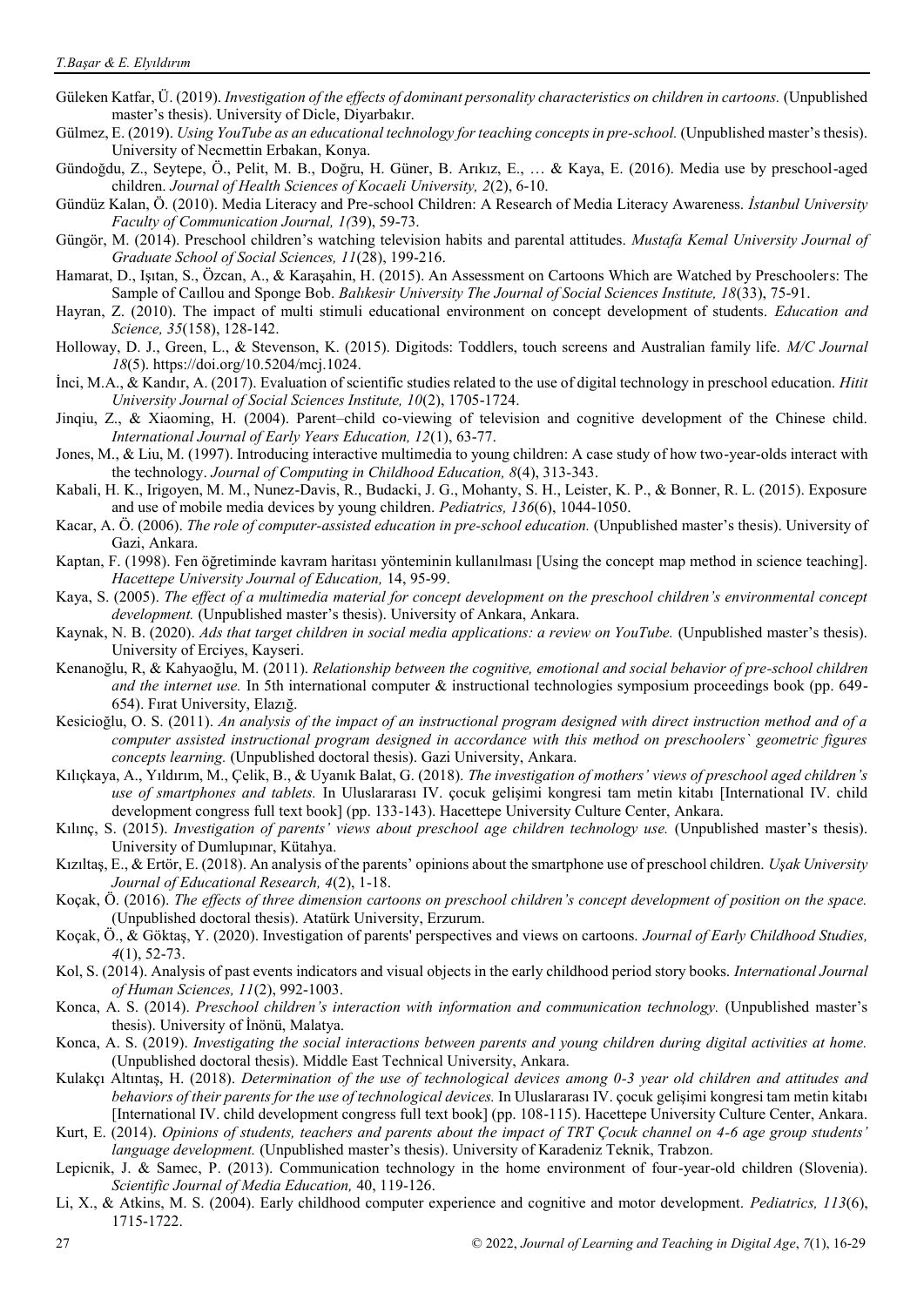Güleken Katfar, Ü. (2019). *Investigation of the effects of dominant personality characteristics on children in cartoons.* (Unpublished master's thesis). University of Dicle, Diyarbakır.

Gülmez, E. (2019). *Using YouTube as an educational technology for teaching concepts in pre-school.* (Unpublished master's thesis). University of Necmettin Erbakan, Konya.

Gündoğdu, Z., Seytepe, Ö., Pelit, M. B., Doğru, H. Güner, B. Arıkız, E., … & Kaya, E. (2016). Media use by preschool-aged children. *Journal of Health Sciences of Kocaeli University, 2*(2), 6-10.

Gündüz Kalan, Ö. (2010). Media Literacy and Pre-school Children: A Research of Media Literacy Awareness. *İstanbul University Faculty of Communication Journal, 1(*39), 59-73.

Güngör, M. (2014). Preschool children's watching television habits and parental attitudes. *Mustafa Kemal University Journal of Graduate School of Social Sciences, 11*(28), 199-216.

Hamarat, D., Işıtan, S., Özcan, A., & Karaşahin, H. (2015). An Assessment on Cartoons Which are Watched by Preschoolers: The Sample of Caıllou and Sponge Bob. *Balıkesir University The Journal of Social Sciences Institute, 18*(33), 75-91.

Hayran, Z. (2010). The impact of multi stimuli educational environment on concept development of students. *Education and Science, 35*(158), 128-142.

Holloway, D. J., Green, L., & Stevenson, K. (2015). Digitods: Toddlers, touch screens and Australian family life. *M/C Journal 18*(5). https://doi.org/10.5204/mcj.1024.

İnci, M.A., & Kandır, A. (2017). Evaluation of scientific studies related to the use of digital technology in preschool education. *Hitit University Journal of Social Sciences Institute, 10*(2), 1705-1724.

Jinqiu, Z., & Xiaoming, H. (2004). Parent–child co-viewing of television and cognitive development of the Chinese child. *International Journal of Early Years Education, 12*(1), 63-77.

Jones, M., & Liu, M. (1997). Introducing interactive multimedia to young children: A case study of how two-year-olds interact with the technology. *Journal of Computing in Childhood Education, 8*(4), 313-343.

Kabali, H. K., Irigoyen, M. M., Nunez-Davis, R., Budacki, J. G., Mohanty, S. H., Leister, K. P., & Bonner, R. L. (2015). Exposure and use of mobile media devices by young children. *Pediatrics, 136*(6), 1044-1050.

Kacar, A. Ö. (2006). *The role of computer-assisted education in pre-school education.* (Unpublished master's thesis). University of Gazi, Ankara.

Kaptan, F. (1998). Fen öğretiminde kavram haritası yönteminin kullanılması [Using the concept map method in science teaching]. *Hacettepe University Journal of Education,* 14, 95-99.

Kaya, S. (2005). *The effect of a multimedia material for concept development on the preschool children's environmental concept development.* (Unpublished master's thesis). University of Ankara, Ankara.

Kaynak, N. B. (2020). *Ads that target children in social media applications: a review on YouTube.* (Unpublished master's thesis). University of Erciyes, Kayseri.

Kenanoğlu, R, & Kahyaoğlu, M. (2011). *Relationship between the cognitive, emotional and social behavior of pre-school children and the internet use.* In 5th international computer & instructional technologies symposium proceedings book (pp. 649-654). Fırat University, Elazığ.

Kesicioğlu, O. S. (2011). *An analysis of the impact of an instructional program designed with direct instruction method and of a computer assisted instructional program designed in accordance with this method on preschoolers` geometric figures concepts learning.* (Unpublished doctoral thesis). Gazi University, Ankara.

Kılıçkaya, A., Yıldırım, M., Çelik, B., & Uyanık Balat, G. (2018). *The investigation of mothers' views of preschool aged children's use of smartphones and tablets.* In Uluslararası IV. çocuk gelişimi kongresi tam metin kitabı [International IV. child development congress full text book] (pp. 133-143). Hacettepe University Culture Center, Ankara.

Kılınç, S. (2015). *Investigation of parents' views about preschool age children technology use.* (Unpublished master's thesis). University of Dumlupınar, Kütahya.

Kızıltaş, E., & Ertör, E. (2018). An analysis of the parents' opinions about the smartphone use of preschool children. *Uşak University Journal of Educational Research, 4*(2), 1-18.

Koçak, Ö. (2016). *The effects of three dimension cartoons on preschool children's concept development of position on the space.* (Unpublished doctoral thesis). Atatürk University, Erzurum.

Koçak, Ö., & Göktaş, Y. (2020). Investigation of parents' perspectives and views on cartoons. *Journal of Early Childhood Studies, 4*(1), 52-73.

Kol, S. (2014). Analysis of past events indicators and visual objects in the early childhood period story books. *International Journal of Human Sciences, 11*(2), 992-1003.

Konca, A. S. (2014). *Preschool children's interaction with information and communication technology.* (Unpublished master's thesis). University of İnönü, Malatya.

Konca, A. S. (2019). *Investigating the social interactions between parents and young children during digital activities at home.* (Unpublished doctoral thesis). Middle East Technical University, Ankara.

Kulakçı Altıntaş, H. (2018). *Determination of the use of technological devices among 0-3 year old children and attitudes and behaviors of their parents for the use of technological devices.* In Uluslararası IV. çocuk gelişimi kongresi tam metin kitabı [International IV. child development congress full text book] (pp. 108-115). Hacettepe University Culture Center, Ankara.

Kurt, E. (2014). *Opinions of students, teachers and parents about the impact of TRT Çocuk channel on 4-6 age group students' language development.* (Unpublished master's thesis). University of Karadeniz Teknik, Trabzon.

Lepicnik, J. & Samec, P. (2013). Communication technology in the home environment of four-year-old children (Slovenia). *Scientific Journal of Media Education,* 40, 119-126.

Li, X., & Atkins, M. S. (2004). Early childhood computer experience and cognitive and motor development. *Pediatrics, 113*(6), 1715-1722.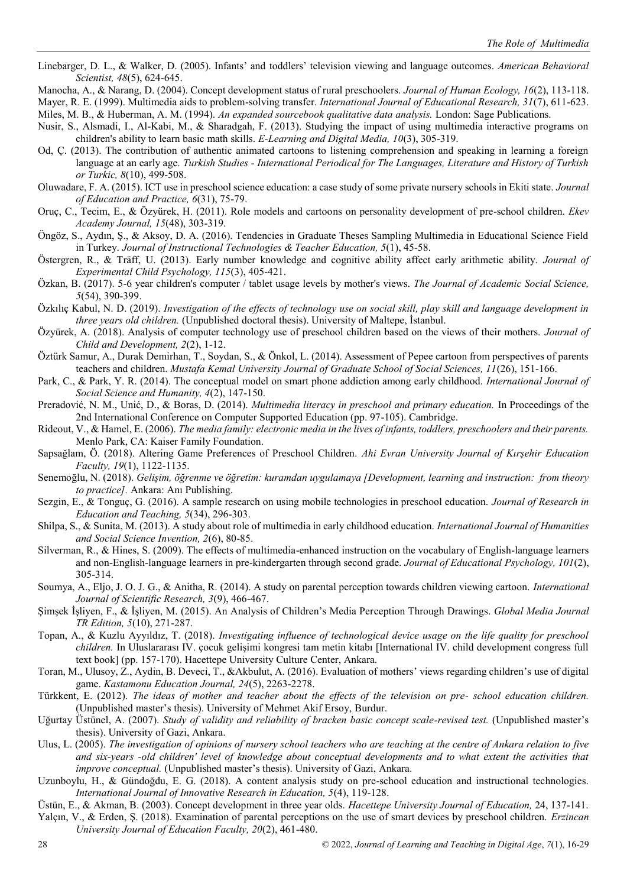Linebarger, D. L., & Walker, D. (2005). Infants' and toddlers' television viewing and language outcomes. *American Behavioral Scientist, 48*(5), 624-645.

Manocha, A., & Narang, D. (2004). Concept development status of rural preschoolers. *Journal of Human Ecology, 16*(2), 113-118.

Mayer, R. E. (1999). Multimedia aids to problem-solving transfer. *International Journal of Educational Research, 31*(7), 611-623.

Miles, M. B., & Huberman, A. M. (1994). *An expanded sourcebook qualitative data analysis.* London: Sage Publications.

Nusir, S., Alsmadi, I., Al-Kabi, M., & Sharadgah, F. (2013). Studying the impact of using multimedia interactive programs on children's ability to learn basic math skills. *E-Learning and Digital Media, 10*(3), 305-319.

Od, Ç. (2013). The contribution of authentic animated cartoons to listening comprehension and speaking in learning a foreign language at an early age. *Turkish Studies - International Periodical for The Languages, Literature and History of Turkish or Turkic, 8*(10), 499-508.

Oluwadare, F. A. (2015). ICT use in preschool science education: a case study of some private nursery schools in Ekiti state. *Journal of Education and Practice, 6*(31), 75-79.

Oruç, C., Tecim, E., & Özyürek, H. (2011). Role models and cartoons on personality development of pre-school children. *Ekev Academy Journal, 15*(48), 303-319.

Öngöz, S., Aydın, Ş., & Aksoy, D. A. (2016). Tendencies in Graduate Theses Sampling Multimedia in Educational Science Field in Turkey. *Journal of Instructional Technologies & Teacher Education, 5*(1), 45-58.

Östergren, R., & Träff, U. (2013). Early number knowledge and cognitive ability affect early arithmetic ability. *Journal of Experimental Child Psychology, 115*(3), 405-421.

Özkan, B. (2017). 5-6 year children's computer / tablet usage levels by mother's views. *The Journal of Academic Social Science, 5*(54), 390-399.

Özkılıç Kabul, N. D. (2019). *Investigation of the effects of technology use on social skill, play skill and language development in three years old children.* (Unpublished doctoral thesis). University of Maltepe, İstanbul.

Özyürek, A. (2018). Analysis of computer technology use of preschool children based on the views of their mothers. *Journal of Child and Development, 2*(2), 1-12.

Öztürk Samur, A., Durak Demirhan, T., Soydan, S., & Önkol, L. (2014). Assessment of Pepee cartoon from perspectives of parents teachers and children. *Mustafa Kemal University Journal of Graduate School of Social Sciences, 11*(26), 151-166.

Park, C., & Park, Y. R. (2014). The conceptual model on smart phone addiction among early childhood. *International Journal of Social Science and Humanity, 4*(2), 147-150.

Preradović, N. M., Unić, D., & Boras, D. (2014). *Multimedia literacy in preschool and primary education.* In Proceedings of the 2nd International Conference on Computer Supported Education (pp. 97-105). Cambridge.

Rideout, V., & Hamel, E. (2006). *The media family: electronic media in the lives of infants, toddlers, preschoolers and their parents.* Menlo Park, CA: Kaiser Family Foundation.

Sapsağlam, Ö. (2018). Altering Game Preferences of Preschool Children. *Ahi Evran University Journal of Kırşehir Education Faculty, 19*(1), 1122-1135.

Senemoğlu, N. (2018). *Gelişim, öğrenme ve öğretim: kuramdan uygulamaya [Development, learning and instruction: from theory to practice].* Ankara: Anı Publishing.

Sezgin, E., & Tonguç, G. (2016). A sample research on using mobile technologies in preschool education. *Journal of Research in Education and Teaching, 5*(34), 296-303.

Shilpa, S., & Sunita, M. (2013). A study about role of multimedia in early childhood education. *International Journal of Humanities and Social Science Invention, 2*(6), 80-85.

Silverman, R., & Hines, S. (2009). The effects of multimedia-enhanced instruction on the vocabulary of English-language learners and non-English-language learners in pre-kindergarten through second grade. *Journal of Educational Psychology, 101*(2), 305-314.

Soumya, A., Eljo, J. O. J. G., & Anitha, R. (2014). A study on parental perception towards children viewing cartoon. *International Journal of Scientific Research, 3*(9), 466-467.

Şimşek İşliyen, F., & İşliyen, M. (2015). An Analysis of Children's Media Perception Through Drawings. *Global Media Journal TR Edition, 5*(10), 271-287.

Topan, A., & Kuzlu Ayyıldız, T. (2018). *Investigating influence of technological device usage on the life quality for preschool children.* In Uluslararası IV. çocuk gelişimi kongresi tam metin kitabı [International IV. child development congress full text book] (pp. 157-170). Hacettepe University Culture Center, Ankara.

Toran, M., Ulusoy, Z., Aydin, B. Deveci, T., &Akbulut, A. (2016). Evaluation of mothers' views regarding children's use of digital game. *Kastamonu Education Journal, 24*(5), 2263-2278.

Türkkent, E. (2012). *The ideas of mother and teacher about the effects of the television on pre- school education children.* (Unpublished master's thesis). University of Mehmet Akif Ersoy, Burdur.

Uğurtay Üstünel, A. (2007). *Study of validity and reliability of bracken basic concept scale-revised test.* (Unpublished master's thesis). University of Gazi, Ankara.

Ulus, L. (2005). *The investigation of opinions of nursery school teachers who are teaching at the centre of Ankara relation to five and six-years -old children' level of knowledge about conceptual developments and to what extent the activities that improve conceptual.* (Unpublished master's thesis). University of Gazi, Ankara.

Uzunboylu, H., & Gündoğdu, E. G. (2018). A content analysis study on pre-school education and instructional technologies. *International Journal of Innovative Research in Education, 5*(4), 119-128.

Üstün, E., & Akman, B. (2003). Concept development in three year olds. *Hacettepe University Journal of Education,* 24, 137-141.

Yalçın, V., & Erden, Ş. (2018). Examination of parental perceptions on the use of smart devices by preschool children. *Erzincan University Journal of Education Faculty, 20*(2), 461-480.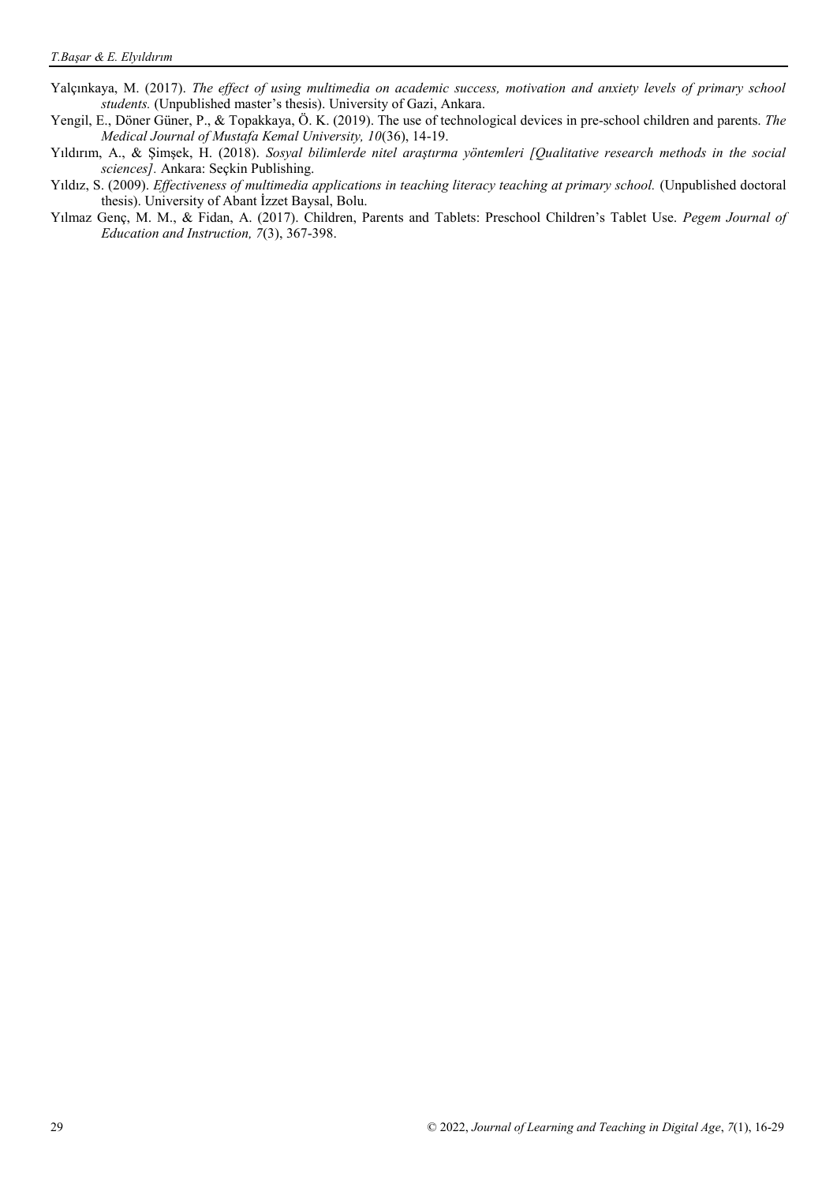Yalçınkaya, M. (2017). *The effect of using multimedia on academic success, motivation and anxiety levels of primary school students.* (Unpublished master's thesis). University of Gazi, Ankara.

Yengil, E., Döner Güner, P., & Topakkaya, Ö. K. (2019). The use of technological devices in pre-school children and parents. *The Medical Journal of Mustafa Kemal University, 10*(36), 14-19.

Yıldırım, A., & Şimşek, H. (2018). *Sosyal bilimlerde nitel araştırma yöntemleri [Qualitative research methods in the social sciences].* Ankara: Seçkin Publishing.

Yıldız, S. (2009). *Effectiveness of multimedia applications in teaching literacy teaching at primary school.* (Unpublished doctoral thesis). University of Abant İzzet Baysal, Bolu.

Yılmaz Genç, M. M., & Fidan, A. (2017). Children, Parents and Tablets: Preschool Children's Tablet Use. *Pegem Journal of Education and Instruction, 7*(3), 367-398.